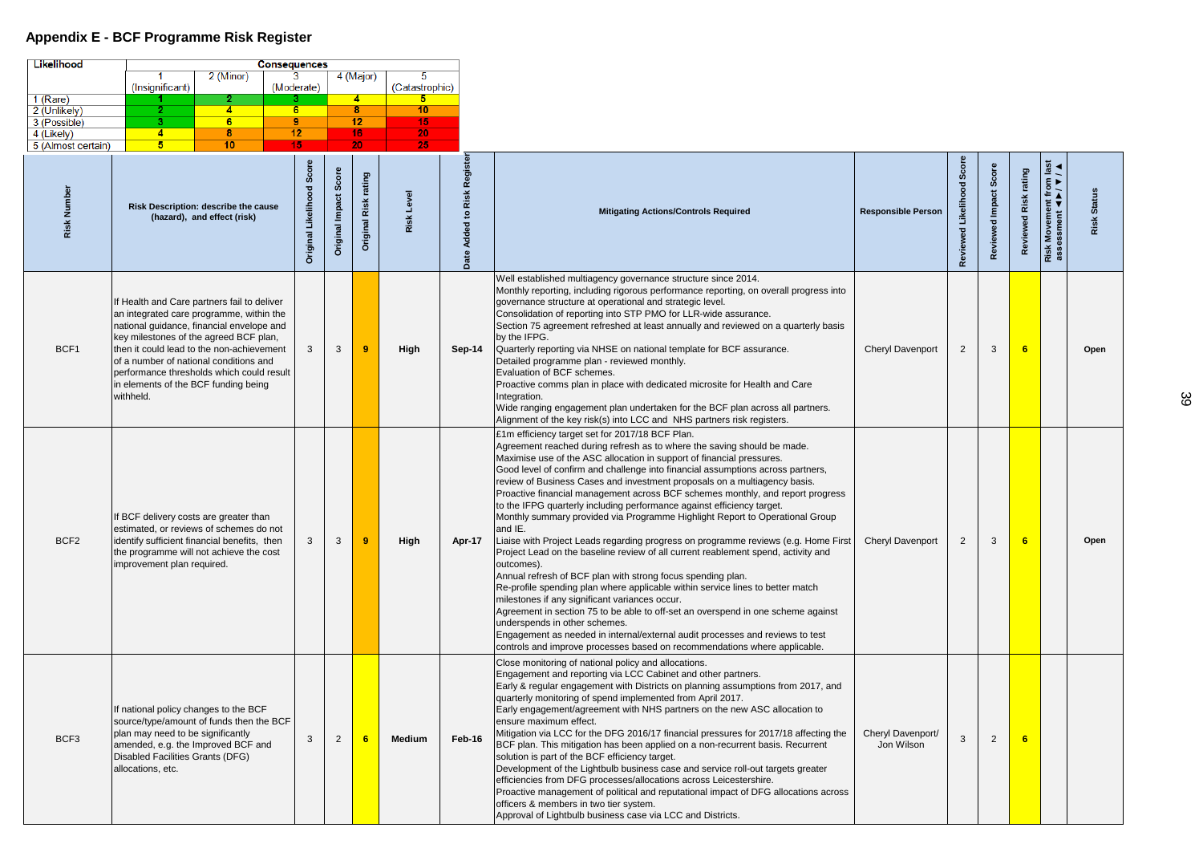## Appendix E - BCF Programme Risk Register

| Likelihood | Consequences | | | | |
|---|---|---|---|---|---|
| | 1 (Insignificant) | 2 (Minor) | 3 (Moderate) | 4 (Major) | 5 (Catastrophic) |
| 1 (Rare) | 1 | 2 | 3 | 4 | 5 |
| 2 (Unlikely) | 2 | 4 | 6 | 8 | 10 |
| 3 (Possible) | 3 | 6 | 9 | 12 | 15 |
| 4 (Likely) | 4 | 8 | 12 | 16 | 20 |
| 5 (Almost certain) | 5 | 10 | 15 | 20 | 25 |

| Risk Number | Risk Description: describe the cause (hazard), and effect (risk) | Original Likelihood Score | Original Impact Score | Original Risk rating | Risk Level | Date Added to Risk Register | Mitigating Actions/Controls Required | Responsible Person | Reviewed Likelihood Score | Reviewed Impact Score | Reviewed Risk rating | Risk Movement from last assessment ◄►/▼/▲ | Risk Status |
|---|---|---|---|---|---|---|---|---|---|---|---|---|---|
| BCF1 | If Health and Care partners fail to deliver an integrated care programme, within the national guidance, financial envelope and key milestones of the agreed BCF plan, then it could lead to the non-achievement of a number of national conditions and performance thresholds which could result in elements of the BCF funding being withheld. | 3 | 3 | 9 | High | Sep-14 | Well established multiagency governance structure since 2014.<br>Monthly reporting, including rigorous performance reporting, on overall progress into governance structure at operational and strategic level.<br>Consolidation of reporting into STP PMO for LLR-wide assurance.<br>Section 75 agreement refreshed at least annually and reviewed on a quarterly basis by the IFPG.<br>Quarterly reporting via NHSE on national template for BCF assurance.<br>Detailed programme plan - reviewed monthly.<br>Evaluation of BCF schemes.<br>Proactive comms plan in place with dedicated microsite for Health and Care Integration.<br>Wide ranging engagement plan undertaken for the BCF plan across all partners.<br>Alignment of the key risk(s) into LCC and NHS partners risk registers. | Cheryl Davenport | 2 | 3 | 6 | | Open |
| BCF2 | If BCF delivery costs are greater than estimated, or reviews of schemes do not identify sufficient financial benefits, then the programme will not achieve the cost improvement plan required. | 3 | 3 | 9 | High | Apr-17 | £1m efficiency target set for 2017/18 BCF Plan.<br>Agreement reached during refresh as to where the saving should be made.<br>Maximise use of the ASC allocation in support of financial pressures.<br>Good level of confirm and challenge into financial assumptions across partners, review of Business Cases and investment proposals on a multiagency basis.<br>Proactive financial management across BCF schemes monthly, and report progress to the IFPG quarterly including performance against efficiency target.<br>Monthly summary provided via Programme Highlight Report to Operational Group and IE.<br>Liaise with Project Leads regarding progress on programme reviews (e.g. Home First Project Lead on the baseline review of all current reablement spend, activity and outcomes).<br>Annual refresh of BCF plan with strong focus spending plan.<br>Re-profile spending plan where applicable within service lines to better match milestones if any significant variances occur.<br>Agreement in section 75 to be able to off-set an overspend in one scheme against underspends in other schemes.<br>Engagement as needed in internal/external audit processes and reviews to test controls and improve processes based on recommendations where applicable. | Cheryl Davenport | 2 | 3 | 6 | | Open |
| BCF3 | If national policy changes to the BCF source/type/amount of funds then the BCF plan may need to be significantly amended, e.g. the Improved BCF and Disabled Facilities Grants (DFG) allocations, etc. | 3 | 2 | 6 | Medium | Feb-16 | Close monitoring of national policy and allocations.<br>Engagement and reporting via LCC Cabinet and other partners.<br>Early & regular engagement with Districts on planning assumptions from 2017, and quarterly monitoring of spend implemented from April 2017.<br>Early engagement/agreement with NHS partners on the new ASC allocation to ensure maximum effect.<br>Mitigation via LCC for the DFG 2016/17 financial pressures for 2017/18 affecting the BCF plan. This mitigation has been applied on a non-recurrent basis. Recurrent solution is part of the BCF efficiency target.<br>Development of the Lightbulb business case and service roll-out targets greater efficiencies from DFG processes/allocations across Leicestershire.<br>Proactive management of political and reputational impact of DFG allocations across officers & members in two tier system.<br>Approval of Lightbulb business case via LCC and Districts. | Cheryl Davenport/ Jon Wilson | 3 | 2 | 6 | | |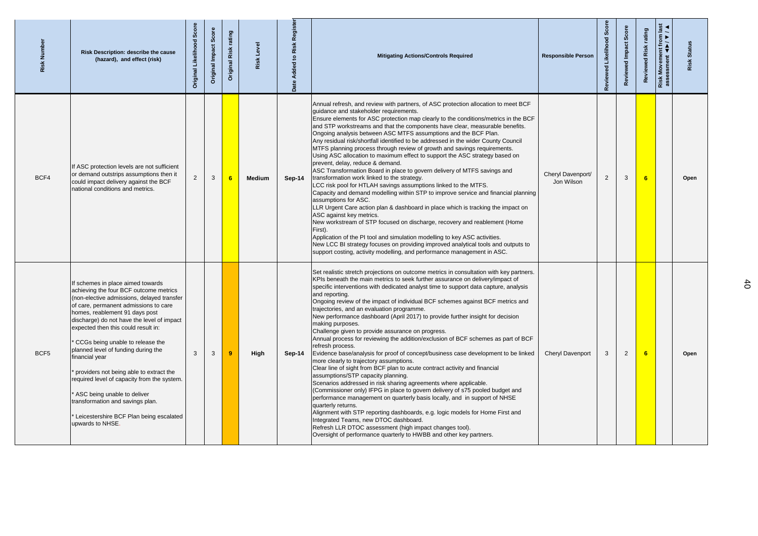| Risk Number | Risk Description: describe the cause (hazard), and effect (risk) | Original Likelihood Score | Original Impact Score | Original Risk rating | Risk Level | Date Added to Risk Register | Mitigating Actions/Controls Required | Responsible Person | Reviewed Likelihood Score | Reviewed Impact Score | Reviewed Risk rating | Risk Movement from last assessment ◄►/▼/▲ | Risk Status |
|---|---|---|---|---|---|---|---|---|---|---|---|---|---|
| BCF4 | If ASC protection levels are not sufficient or demand outstrips assumptions then it could impact delivery against the BCF national conditions and metrics. | 2 | 3 | 6 | Medium | Sep-14 | Annual refresh, and review with partners, of ASC protection allocation to meet BCF guidance and stakeholder requirements.<br>Ensure elements for ASC protection map clearly to the conditions/metrics in the BCF and STP workstreams and that the components have clear, measurable benefits.<br>Ongoing analysis between ASC MTFS assumptions and the BCF Plan.<br>Any residual risk/shortfall identified to be addressed in the wider County Council MTFS planning process through review of growth and savings requirements.<br>Using ASC allocation to maximum effect to support the ASC strategy based on prevent, delay, reduce & demand.<br>ASC Transformation Board in place to govern delivery of MTFS savings and transformation work linked to the strategy.<br>LCC risk pool for HTLAH savings assumptions linked to the MTFS.<br>Capacity and demand modelling within STP to improve service and financial planning assumptions for ASC.<br>LLR Urgent Care action plan & dashboard in place which is tracking the impact on ASC against key metrics.<br>New workstream of STP focused on discharge, recovery and reablement (Home First).<br>Application of the PI tool and simulation modelling to key ASC activities.<br>New LCC BI strategy focuses on providing improved analytical tools and outputs to support costing, activity modelling, and performance management in ASC. | Cheryl Davenport/ Jon Wilson | 2 | 3 | 6 | | Open |
| BCF5 | If schemes in place aimed towards achieving the four BCF outcome metrics (non-elective admissions, delayed transfer of care, permanent admissions to care homes, reablement 91 days post discharge) do not have the level of impact expected then this could result in:<br><br>* CCGs being unable to release the planned level of funding during the financial year<br><br>* providers not being able to extract the required level of capacity from the system.<br><br>* ASC being unable to deliver transformation and savings plan.<br><br>* Leicestershire BCF Plan being escalated upwards to NHSE. | 3 | 3 | 9 | High | Sep-14 | Set realistic stretch projections on outcome metrics in consultation with key partners.<br>KPIs beneath the main metrics to seek further assurance on delivery/impact of specific interventions with dedicated analyst time to support data capture, analysis and reporting.<br>Ongoing review of the impact of individual BCF schemes against BCF metrics and trajectories, and an evaluation programme.<br>New performance dashboard (April 2017) to provide further insight for decision making purposes.<br>Challenge given to provide assurance on progress.<br>Annual process for reviewing the addition/exclusion of BCF schemes as part of BCF refresh process.<br>Evidence base/analysis for proof of concept/business case development to be linked more clearly to trajectory assumptions.<br>Clear line of sight from BCF plan to acute contract activity and financial assumptions/STP capacity planning.<br>Scenarios addressed in risk sharing agreements where applicable.<br>(Commissioner only) IFPG in place to govern delivery of s75 pooled budget and performance management on quarterly basis locally, and in support of NHSE quarterly returns.<br>Alignment with STP reporting dashboards, e.g. logic models for Home First and Integrated Teams, new DTOC dashboard.<br>Refresh LLR DTOC assessment (high impact changes tool).<br>Oversight of performance quarterly to HWBB and other key partners. | Cheryl Davenport | 3 | 2 | 6 | | Open |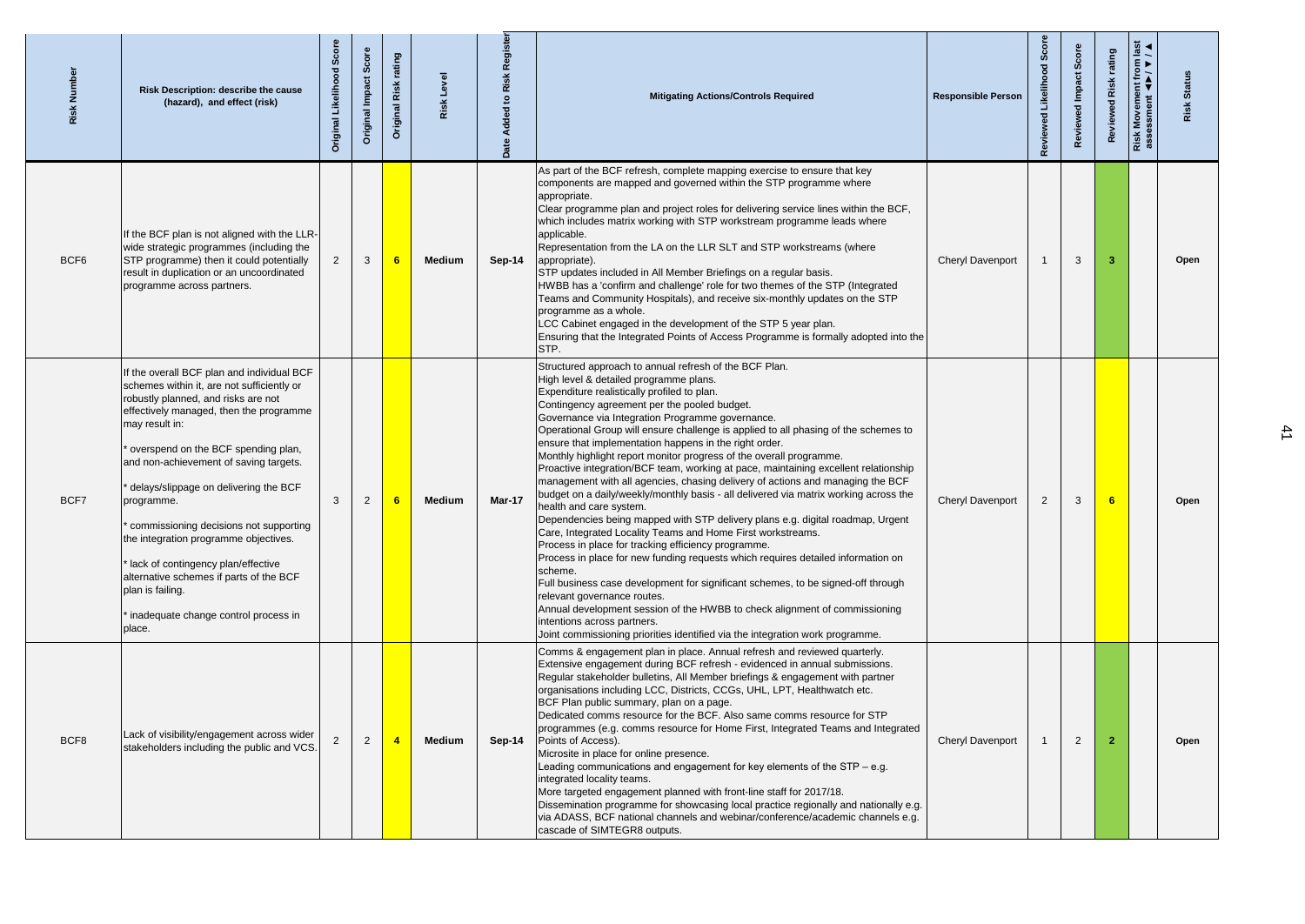| Risk Number | Risk Description: describe the cause (hazard), and effect (risk) | Original Likelihood Score | Original Impact Score | Original Risk rating | Risk Level | Date Added to Risk Register | Mitigating Actions/Controls Required | Responsible Person | Reviewed Likelihood Score | Reviewed Impact Score | Reviewed Risk rating | Risk Movement from last assessment ◄►/ ▼ / ▲ | Risk Status |
|---|---|---|---|---|---|---|---|---|---|---|---|---|---|
| BCF6 | If the BCF plan is not aligned with the LLR-wide strategic programmes (including the STP programme) then it could potentially result in duplication or an uncoordinated programme across partners. | 2 | 3 | 6 | Medium | Sep-14 | As part of the BCF refresh, complete mapping exercise to ensure that key components are mapped and governed within the STP programme where appropriate.<br>Clear programme plan and project roles for delivering service lines within the BCF, which includes matrix working with STP workstream programme leads where applicable.<br>Representation from the LA on the LLR SLT and STP workstreams (where appropriate).<br>STP updates included in All Member Briefings on a regular basis.<br>HWBB has a 'confirm and challenge' role for two themes of the STP (Integrated Teams and Community Hospitals), and receive six-monthly updates on the STP programme as a whole.<br>LCC Cabinet engaged in the development of the STP 5 year plan.<br>Ensuring that the Integrated Points of Access Programme is formally adopted into the STP. | Cheryl Davenport | 1 | 3 | 3 | | Open |
| BCF7 | If the overall BCF plan and individual BCF schemes within it, are not sufficiently or robustly planned, and risks are not effectively managed, then the programme may result in:<br>* overspend on the BCF spending plan, and non-achievement of saving targets.<br>* delays/slippage on delivering the BCF programme.<br>* commissioning decisions not supporting the integration programme objectives.<br>* lack of contingency plan/effective alternative schemes if parts of the BCF plan is failing.<br>* inadequate change control process in place. | 3 | 2 | 6 | Medium | Mar-17 | Structured approach to annual refresh of the BCF Plan.<br>High level & detailed programme plans.<br>Expenditure realistically profiled to plan.<br>Contingency agreement per the pooled budget.<br>Governance via Integration Programme governance.<br>Operational Group will ensure challenge is applied to all phasing of the schemes to ensure that implementation happens in the right order.<br>Monthly highlight report monitor progress of the overall programme.<br>Proactive integration/BCF team, working at pace, maintaining excellent relationship management with all agencies, chasing delivery of actions and managing the BCF budget on a daily/weekly/monthly basis - all delivered via matrix working across the health and care system.<br>Dependencies being mapped with STP delivery plans e.g. digital roadmap, Urgent Care, Integrated Locality Teams and Home First workstreams.<br>Process in place for tracking efficiency programme.<br>Process in place for new funding requests which requires detailed information on scheme.<br>Full business case development for significant schemes, to be signed-off through relevant governance routes.<br>Annual development session of the HWBB to check alignment of commissioning intentions across partners.<br>Joint commissioning priorities identified via the integration work programme. | Cheryl Davenport | 2 | 3 | 6 | | Open |
| BCF8 | Lack of visibility/engagement across wider stakeholders including the public and VCS. | 2 | 2 | 4 | Medium | Sep-14 | Comms & engagement plan in place. Annual refresh and reviewed quarterly.<br>Extensive engagement during BCF refresh - evidenced in annual submissions.<br>Regular stakeholder bulletins, All Member briefings & engagement with partner organisations including LCC, Districts, CCGs, UHL, LPT, Healthwatch etc.<br>BCF Plan public summary, plan on a page.<br>Dedicated comms resource for the BCF. Also same comms resource for STP programmes (e.g. comms resource for Home First, Integrated Teams and Integrated Points of Access).<br>Microsite in place for online presence.<br>Leading communications and engagement for key elements of the STP – e.g. integrated locality teams.<br>More targeted engagement planned with front-line staff for 2017/18.<br>Dissemination programme for showcasing local practice regionally and nationally e.g. via ADASS, BCF national channels and webinar/conference/academic channels e.g. cascade of SIMTEGR8 outputs. | Cheryl Davenport | 1 | 2 | 2 | | Open |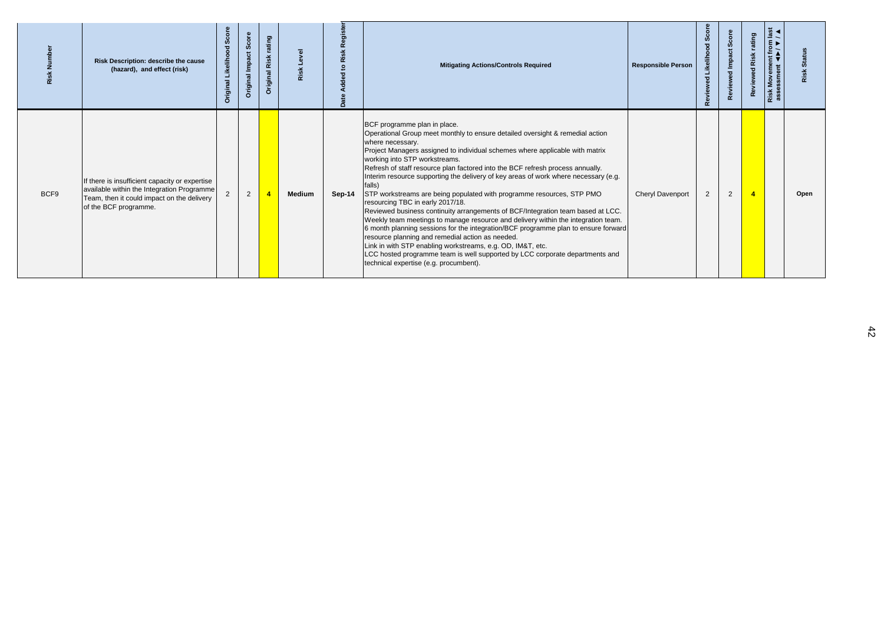| Risk Number | Risk Description: describe the cause (hazard), and effect (risk) | Original Likelihood Score | Original Impact Score | Original Risk rating | Risk Level | Date Added to Risk Register | Mitigating Actions/Controls Required | Responsible Person | Reviewed Likelihood Score | Reviewed Impact Score | Reviewed Risk rating | Risk Movement from last assessment ◄►/▼/▲ | Risk Status |
|---|---|---|---|---|---|---|---|---|---|---|---|---|---|
| BCF9 | If there is insufficient capacity or expertise available within the Integration Programme Team, then it could impact on the delivery of the BCF programme. | 2 | 2 | 4 | Medium | Sep-14 | BCF programme plan in place.<br>Operational Group meet monthly to ensure detailed oversight & remedial action where necessary.<br>Project Managers assigned to individual schemes where applicable with matrix working into STP workstreams.<br>Refresh of staff resource plan factored into the BCF refresh process annually.<br>Interim resource supporting the delivery of key areas of work where necessary (e.g. falls)<br>STP workstreams are being populated with programme resources, STP PMO resourcing TBC in early 2017/18.<br>Reviewed business continuity arrangements of BCF/Integration team based at LCC.<br>Weekly team meetings to manage resource and delivery within the integration team.<br>6 month planning sessions for the integration/BCF programme plan to ensure forward resource planning and remedial action as needed.<br>Link in with STP enabling workstreams, e.g. OD, IM&T, etc.<br>LCC hosted programme team is well supported by LCC corporate departments and technical expertise (e.g. procumbent). | Cheryl Davenport | 2 | 2 | 4 | | Open |